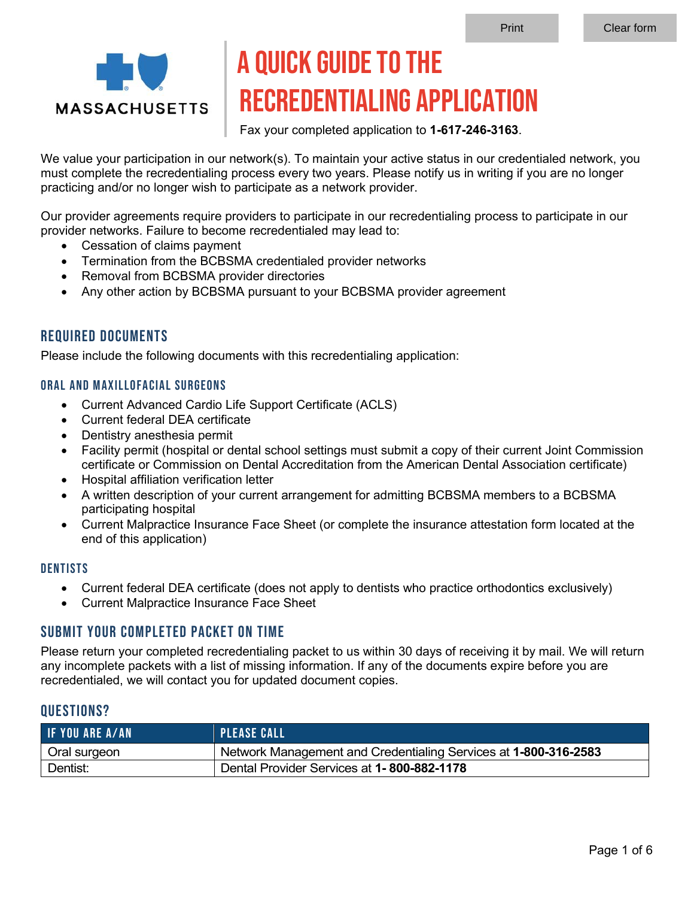MASSACHUSETTS

# A QUICK GUIDE TO THE RECREDENTIALING APPLICATION

Fax your completed application to **1-617-246-3163**.

We value your participation in our network(s). To maintain your active status in our credentialed network, you must complete the recredentialing process every two years. Please notify us in writing if you are no longer practicing and/or no longer wish to participate as a network provider.

Our provider agreements require providers to participate in our recredentialing process to participate in our provider networks. Failure to become recredentialed may lead to:

- Cessation of claims payment
- Termination from the BCBSMA credentialed provider networks
- Removal from BCBSMA provider directories
- Any other action by BCBSMA pursuant to your BCBSMA provider agreement

## REQUIRED DOCUMENTS

Please include the following documents with this recredentialing application:

### ORAL AND MAXILLOFACIAL SURGEONS

- Current Advanced Cardio Life Support Certificate (ACLS)
- Current federal DEA certificate
- Dentistry anesthesia permit
- Facility permit (hospital or dental school settings must submit a copy of their current Joint Commission certificate or Commission on Dental Accreditation from the American Dental Association certificate)
- Hospital affiliation verification letter
- A written description of your current arrangement for admitting BCBSMA members to a BCBSMA participating hospital
- Current Malpractice Insurance Face Sheet (or complete the insurance attestation form located at the end of this application)

### DENTISTS

- Current federal DEA certificate (does not apply to dentists who practice orthodontics exclusively)
- Current Malpractice Insurance Face Sheet

## SUBMIT YOUR COMPLETED PACKET ON TIME

Please return your completed recredentialing packet to us within 30 days of receiving it by mail. We will return any incomplete packets with a list of missing information. If any of the documents expire before you are recredentialed, we will contact you for updated document copies.

## QUESTIONS?

| IF YOU ARE A/AN | PLEASE CALL |
|---|---|
| Oral surgeon | Network Management and Credentialing Services at **1-800-316-2583** |
| Dentist: | Dental Provider Services at **1- 800-882-1178** |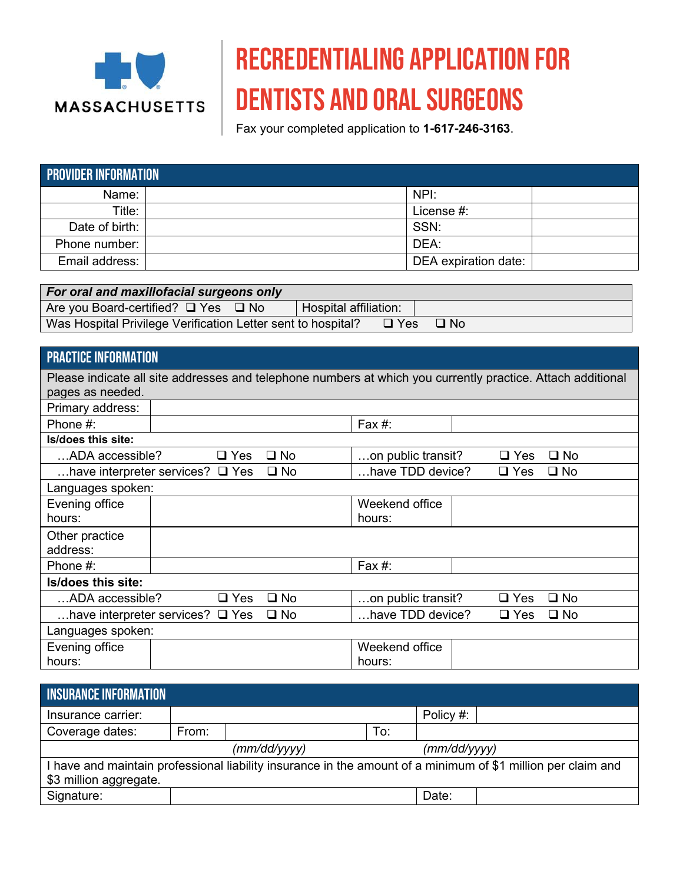MASSACHUSETTS

# RECREDENTIALING APPLICATION FOR DENTISTS AND ORAL SURGEONS

Fax your completed application to **1-617-246-3163**.

## PROVIDER INFORMATION

| | | | |
|---|---|---|---|
| Name: | | NPI: | |
| Title: | | License #: | |
| Date of birth: | | SSN: | |
| Phone number: | | DEA: | |
| Email address: | | DEA expiration date: | |

| ***For oral and maxillofacial surgeons only*** | | |
|---|---|---|
| Are you Board-certified? ❑ Yes ❑ No | Hospital affiliation: | |
| Was Hospital Privilege Verification Letter sent to hospital? ❑ Yes ❑ No | | |

## PRACTICE INFORMATION

Please indicate all site addresses and telephone numbers at which you currently practice. Attach additional pages as needed.

| | | | |
|---|---|---|---|
| Primary address: | | | |
| Phone #: | | Fax #: | |
| **Is/does this site:** | | | |
| …ADA accessible? | ❑ Yes ❑ No | …on public transit? | ❑ Yes ❑ No |
| …have interpreter services? | ❑ Yes ❑ No | …have TDD device? | ❑ Yes ❑ No |
| Languages spoken: | | | |
| Evening office hours: | | Weekend office hours: | |
| Other practice address: | | | |
| Phone #: | | Fax #: | |
| **Is/does this site:** | | | |
| …ADA accessible? | ❑ Yes ❑ No | …on public transit? | ❑ Yes ❑ No |
| …have interpreter services? | ❑ Yes ❑ No | …have TDD device? | ❑ Yes ❑ No |
| Languages spoken: | | | |
| Evening office hours: | | Weekend office hours: | |

## INSURANCE INFORMATION

| | | | | |
|---|---|---|---|---|
| Insurance carrier: | | | Policy #: | |
| Coverage dates: | From: | *(mm/dd/yyyy)* | To: | *(mm/dd/yyyy)* |

I have and maintain professional liability insurance in the amount of a minimum of $1 million per claim and $3 million aggregate.

| | | | |
|---|---|---|---|
| Signature: | | Date: | |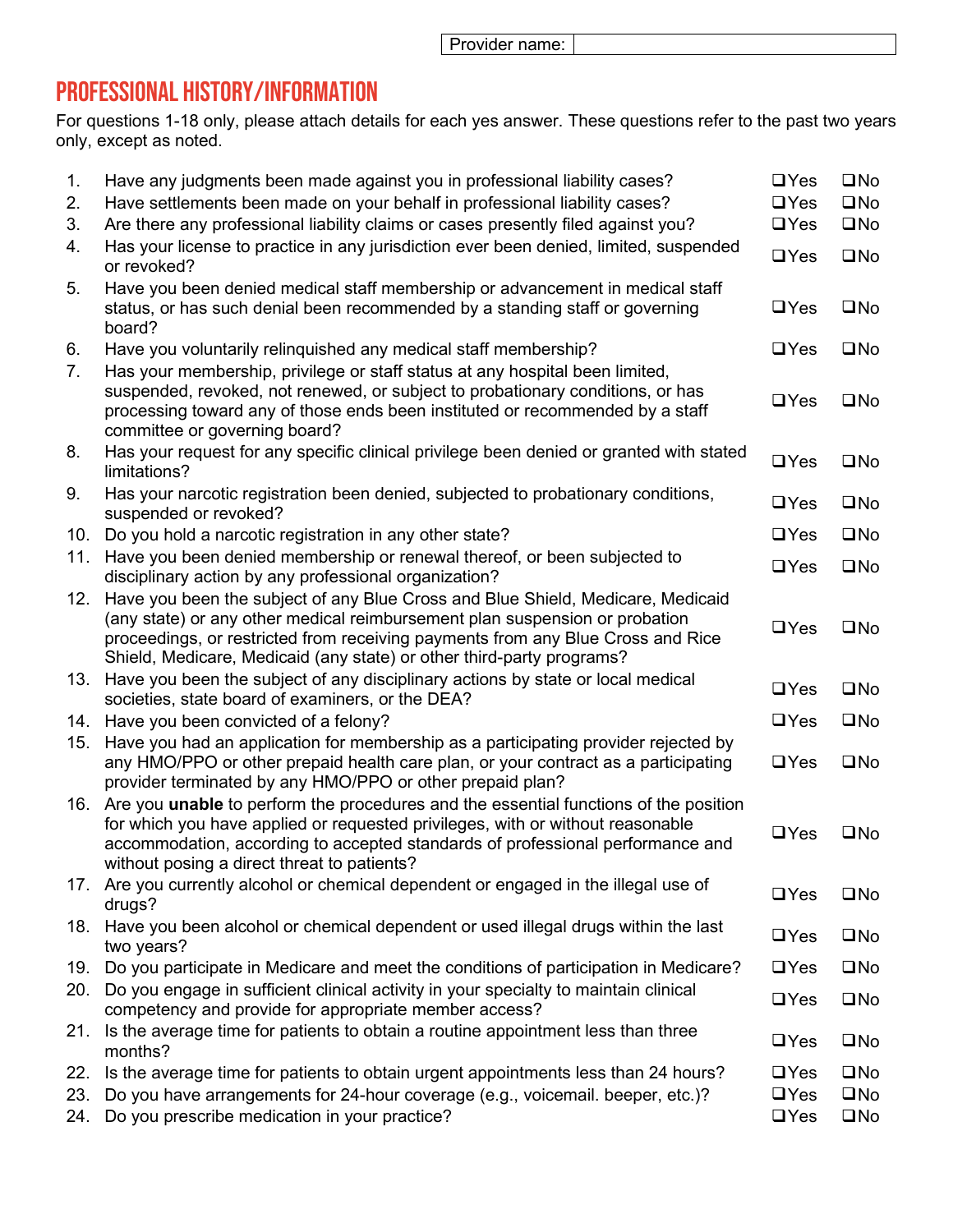| Provider name: | |
|---|---|

## PROFESSIONAL HISTORY/INFORMATION

For questions 1-18 only, please attach details for each yes answer. These questions refer to the past two years only, except as noted.

| # | Question | Yes | No |
|---|---|---|---|
| 1. | Have any judgments been made against you in professional liability cases? | ❑Yes | ❑No |
| 2. | Have settlements been made on your behalf in professional liability cases? | ❑Yes | ❑No |
| 3. | Are there any professional liability claims or cases presently filed against you? | ❑Yes | ❑No |
| 4. | Has your license to practice in any jurisdiction ever been denied, limited, suspended or revoked? | ❑Yes | ❑No |
| 5. | Have you been denied medical staff membership or advancement in medical staff status, or has such denial been recommended by a standing staff or governing board? | ❑Yes | ❑No |
| 6. | Have you voluntarily relinquished any medical staff membership? | ❑Yes | ❑No |
| 7. | Has your membership, privilege or staff status at any hospital been limited, suspended, revoked, not renewed, or subject to probationary conditions, or has processing toward any of those ends been instituted or recommended by a staff committee or governing board? | ❑Yes | ❑No |
| 8. | Has your request for any specific clinical privilege been denied or granted with stated limitations? | ❑Yes | ❑No |
| 9. | Has your narcotic registration been denied, subjected to probationary conditions, suspended or revoked? | ❑Yes | ❑No |
| 10. | Do you hold a narcotic registration in any other state? | ❑Yes | ❑No |
| 11. | Have you been denied membership or renewal thereof, or been subjected to disciplinary action by any professional organization? | ❑Yes | ❑No |
| 12. | Have you been the subject of any Blue Cross and Blue Shield, Medicare, Medicaid (any state) or any other medical reimbursement plan suspension or probation proceedings, or restricted from receiving payments from any Blue Cross and Rice Shield, Medicare, Medicaid (any state) or other third-party programs? | ❑Yes | ❑No |
| 13. | Have you been the subject of any disciplinary actions by state or local medical societies, state board of examiners, or the DEA? | ❑Yes | ❑No |
| 14. | Have you been convicted of a felony? | ❑Yes | ❑No |
| 15. | Have you had an application for membership as a participating provider rejected by any HMO/PPO or other prepaid health care plan, or your contract as a participating provider terminated by any HMO/PPO or other prepaid plan? | ❑Yes | ❑No |
| 16. | Are you **unable** to perform the procedures and the essential functions of the position for which you have applied or requested privileges, with or without reasonable accommodation, according to accepted standards of professional performance and without posing a direct threat to patients? | ❑Yes | ❑No |
| 17. | Are you currently alcohol or chemical dependent or engaged in the illegal use of drugs? | ❑Yes | ❑No |
| 18. | Have you been alcohol or chemical dependent or used illegal drugs within the last two years? | ❑Yes | ❑No |
| 19. | Do you participate in Medicare and meet the conditions of participation in Medicare? | ❑Yes | ❑No |
| 20. | Do you engage in sufficient clinical activity in your specialty to maintain clinical competency and provide for appropriate member access? | ❑Yes | ❑No |
| 21. | Is the average time for patients to obtain a routine appointment less than three months? | ❑Yes | ❑No |
| 22. | Is the average time for patients to obtain urgent appointments less than 24 hours? | ❑Yes | ❑No |
| 23. | Do you have arrangements for 24-hour coverage (e.g., voicemail. beeper, etc.)? | ❑Yes | ❑No |
| 24. | Do you prescribe medication in your practice? | ❑Yes | ❑No |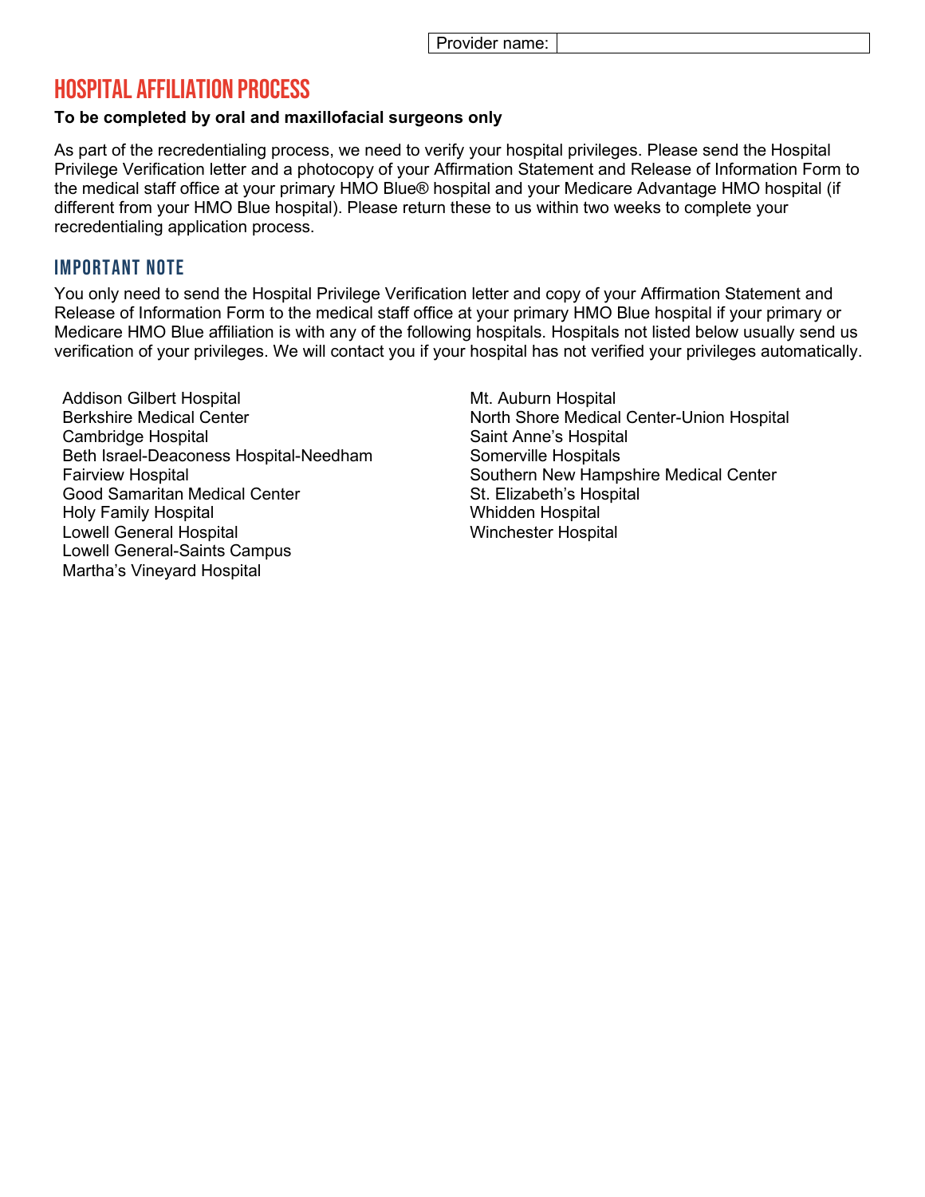| Provider name: | |
|---|---|

# HOSPITAL AFFILIATION PROCESS

**To be completed by oral and maxillofacial surgeons only**

As part of the recredentialing process, we need to verify your hospital privileges. Please send the Hospital Privilege Verification letter and a photocopy of your Affirmation Statement and Release of Information Form to the medical staff office at your primary HMO Blue® hospital and your Medicare Advantage HMO hospital (if different from your HMO Blue hospital). Please return these to us within two weeks to complete your recredentialing application process.

## IMPORTANT NOTE

You only need to send the Hospital Privilege Verification letter and copy of your Affirmation Statement and Release of Information Form to the medical staff office at your primary HMO Blue hospital if your primary or Medicare HMO Blue affiliation is with any of the following hospitals. Hospitals not listed below usually send us verification of your privileges. We will contact you if your hospital has not verified your privileges automatically.

Addison Gilbert Hospital
Berkshire Medical Center
Cambridge Hospital
Beth Israel-Deaconess Hospital-Needham
Fairview Hospital
Good Samaritan Medical Center
Holy Family Hospital
Lowell General Hospital
Lowell General-Saints Campus
Martha's Vineyard Hospital
Mt. Auburn Hospital
North Shore Medical Center-Union Hospital
Saint Anne's Hospital
Somerville Hospitals
Southern New Hampshire Medical Center
St. Elizabeth's Hospital
Whidden Hospital
Winchester Hospital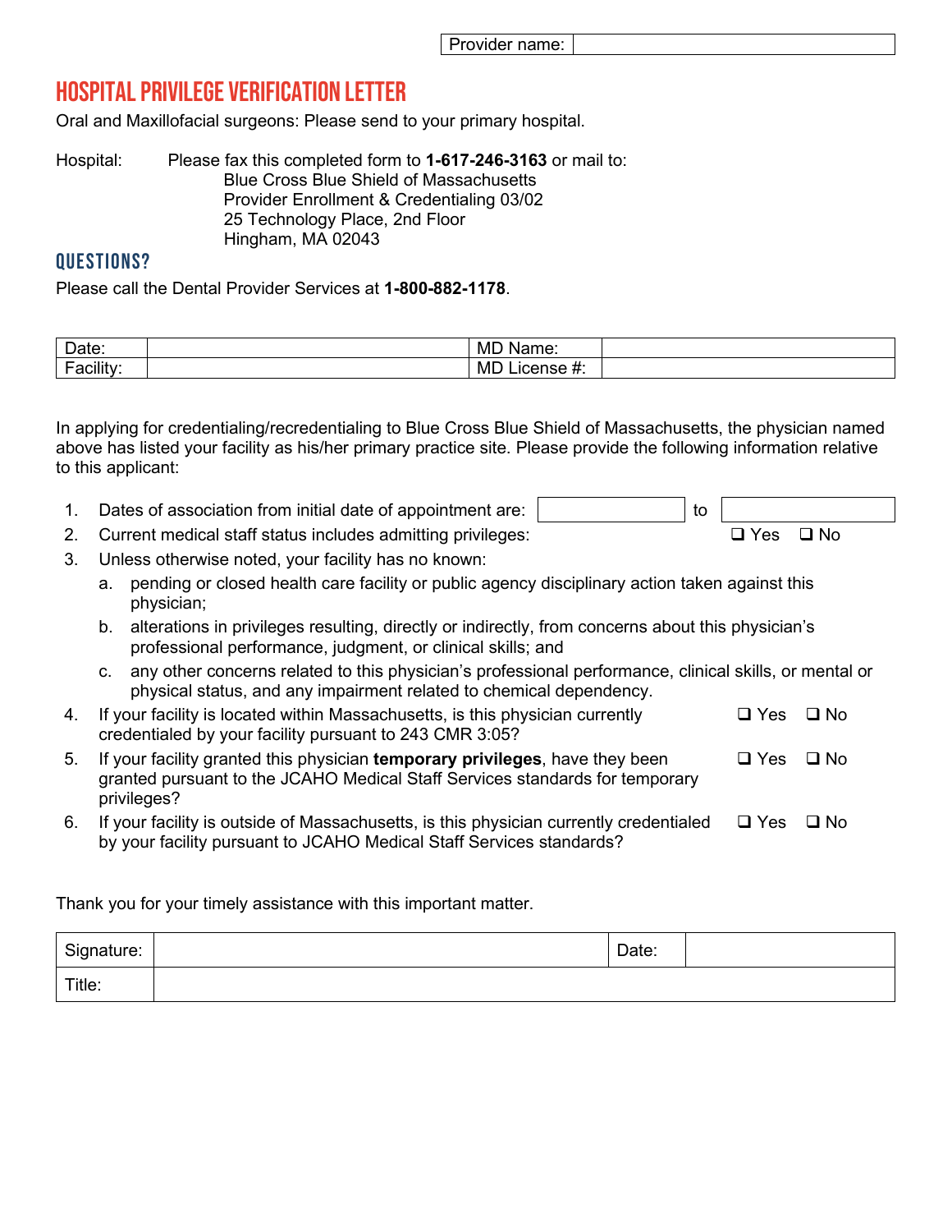| Provider name: | |
|---|---|

# HOSPITAL PRIVILEGE VERIFICATION LETTER

Oral and Maxillofacial surgeons: Please send to your primary hospital.

Hospital: Please fax this completed form to **1-617-246-3163** or mail to:
Blue Cross Blue Shield of Massachusetts
Provider Enrollment & Credentialing 03/02
25 Technology Place, 2nd Floor
Hingham, MA 02043

## QUESTIONS?

Please call the Dental Provider Services at **1-800-882-1178**.

| Date: | | MD Name: | |
|---|---|---|---|
| Facility: | | MD License #: | |

In applying for credentialing/recredentialing to Blue Cross Blue Shield of Massachusetts, the physician named above has listed your facility as his/her primary practice site. Please provide the following information relative to this applicant:

1. Dates of association from initial date of appointment are: ____________ to ____________
2. Current medical staff status includes admitting privileges: ❑ Yes ❑ No
3. Unless otherwise noted, your facility has no known:
   a. pending or closed health care facility or public agency disciplinary action taken against this physician;
   b. alterations in privileges resulting, directly or indirectly, from concerns about this physician's professional performance, judgment, or clinical skills; and
   c. any other concerns related to this physician's professional performance, clinical skills, or mental or physical status, and any impairment related to chemical dependency.
4. If your facility is located within Massachusetts, is this physician currently credentialed by your facility pursuant to 243 CMR 3:05? ❑ Yes ❑ No
5. If your facility granted this physician **temporary privileges**, have they been granted pursuant to the JCAHO Medical Staff Services standards for temporary privileges? ❑ Yes ❑ No
6. If your facility is outside of Massachusetts, is this physician currently credentialed by your facility pursuant to JCAHO Medical Staff Services standards? ❑ Yes ❑ No

Thank you for your timely assistance with this important matter.

| Signature: | | Date: | |
|---|---|---|---|
| Title: | | | |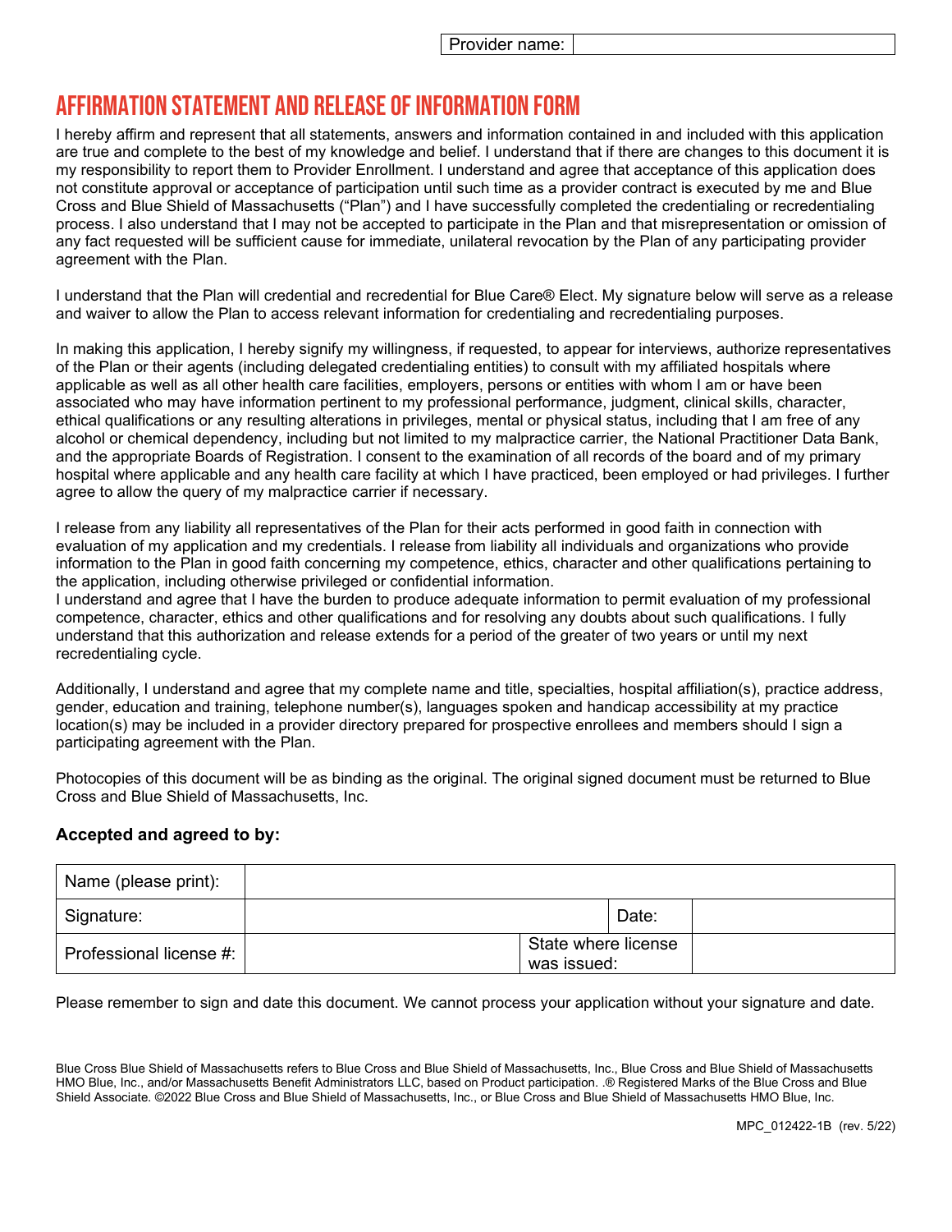| Provider name: | |
|---|---|

# AFFIRMATION STATEMENT AND RELEASE OF INFORMATION FORM

I hereby affirm and represent that all statements, answers and information contained in and included with this application are true and complete to the best of my knowledge and belief. I understand that if there are changes to this document it is my responsibility to report them to Provider Enrollment. I understand and agree that acceptance of this application does not constitute approval or acceptance of participation until such time as a provider contract is executed by me and Blue Cross and Blue Shield of Massachusetts ("Plan") and I have successfully completed the credentialing or recredentialing process. I also understand that I may not be accepted to participate in the Plan and that misrepresentation or omission of any fact requested will be sufficient cause for immediate, unilateral revocation by the Plan of any participating provider agreement with the Plan.

I understand that the Plan will credential and recredential for Blue Care® Elect. My signature below will serve as a release and waiver to allow the Plan to access relevant information for credentialing and recredentialing purposes.

In making this application, I hereby signify my willingness, if requested, to appear for interviews, authorize representatives of the Plan or their agents (including delegated credentialing entities) to consult with my affiliated hospitals where applicable as well as all other health care facilities, employers, persons or entities with whom I am or have been associated who may have information pertinent to my professional performance, judgment, clinical skills, character, ethical qualifications or any resulting alterations in privileges, mental or physical status, including that I am free of any alcohol or chemical dependency, including but not limited to my malpractice carrier, the National Practitioner Data Bank, and the appropriate Boards of Registration. I consent to the examination of all records of the board and of my primary hospital where applicable and any health care facility at which I have practiced, been employed or had privileges. I further agree to allow the query of my malpractice carrier if necessary.

I release from any liability all representatives of the Plan for their acts performed in good faith in connection with evaluation of my application and my credentials. I release from liability all individuals and organizations who provide information to the Plan in good faith concerning my competence, ethics, character and other qualifications pertaining to the application, including otherwise privileged or confidential information.
I understand and agree that I have the burden to produce adequate information to permit evaluation of my professional competence, character, ethics and other qualifications and for resolving any doubts about such qualifications. I fully understand that this authorization and release extends for a period of the greater of two years or until my next recredentialing cycle.

Additionally, I understand and agree that my complete name and title, specialties, hospital affiliation(s), practice address, gender, education and training, telephone number(s), languages spoken and handicap accessibility at my practice location(s) may be included in a provider directory prepared for prospective enrollees and members should I sign a participating agreement with the Plan.

Photocopies of this document will be as binding as the original. The original signed document must be returned to Blue Cross and Blue Shield of Massachusetts, Inc.

### Accepted and agreed to by:

| | | | |
|---|---|---|---|
| Name (please print): | | | |
| Signature: | | Date: | |
| Professional license #: | | State where license was issued: | |

Please remember to sign and date this document. We cannot process your application without your signature and date.

Blue Cross Blue Shield of Massachusetts refers to Blue Cross and Blue Shield of Massachusetts, Inc., Blue Cross and Blue Shield of Massachusetts HMO Blue, Inc., and/or Massachusetts Benefit Administrators LLC, based on Product participation. .® Registered Marks of the Blue Cross and Blue Shield Associate. ©2022 Blue Cross and Blue Shield of Massachusetts, Inc., or Blue Cross and Blue Shield of Massachusetts HMO Blue, Inc.

MPC_012422-1B (rev. 5/22)